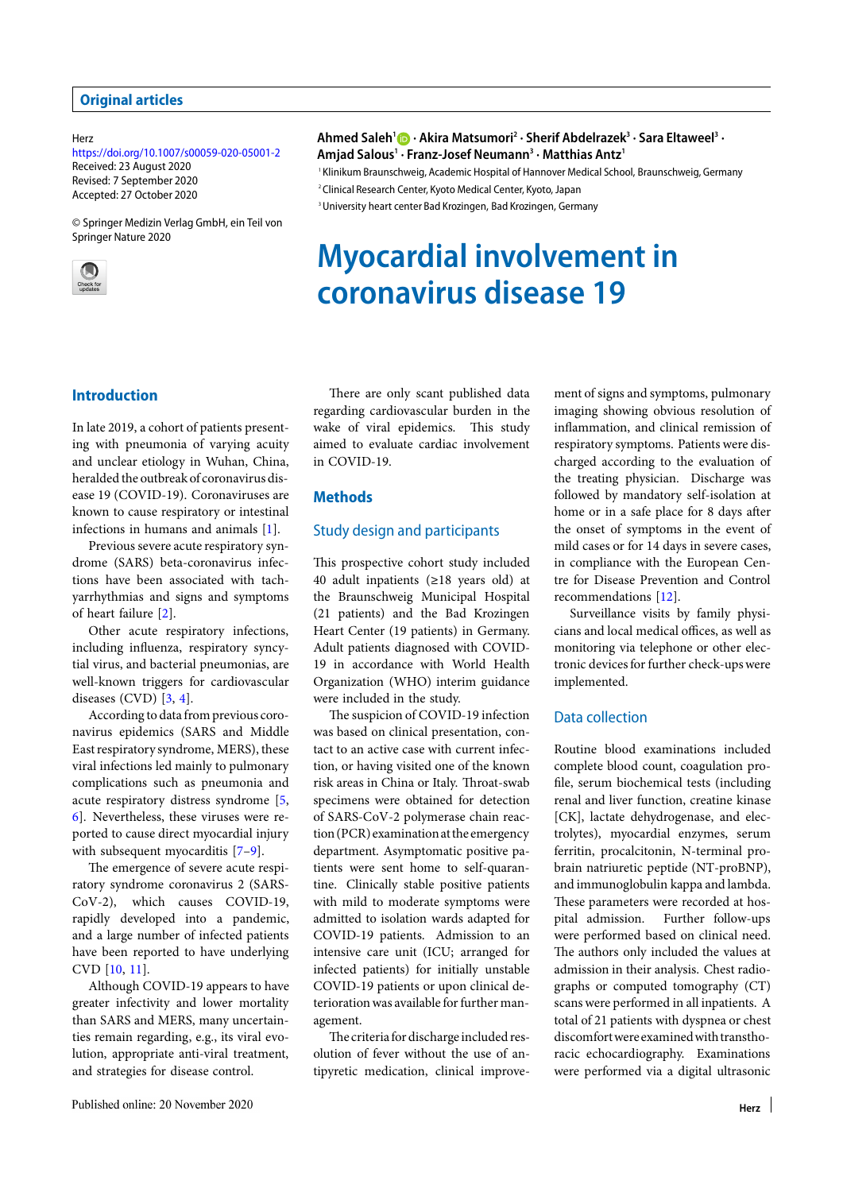Original articles

Herz
https://doi.org/10.1007/s00059-020-05001-2
Received: 23 August 2020
Revised: 7 September 2020
Accepted: 27 October 2020

© Springer Medizin Verlag GmbH, ein Teil von Springer Nature 2020

**Ahmed Saleh[1] · Akira Matsumori[2] · Sherif Abdelrazek[3] · Sara Eltaweel[3] · Amjad Salous[1] · Franz-Josef Neumann[3] · Matthias Antz[1]**

[1] Klinikum Braunschweig, Academic Hospital of Hannover Medical School, Braunschweig, Germany
[2] Clinical Research Center, Kyoto Medical Center, Kyoto, Japan
[3] University heart center Bad Krozingen, Bad Krozingen, Germany

# Myocardial involvement in coronavirus disease 19

## Introduction

In late 2019, a cohort of patients presenting with pneumonia of varying acuity and unclear etiology in Wuhan, China, heralded the outbreak of coronavirus disease 19 (COVID-19). Coronaviruses are known to cause respiratory or intestinal infections in humans and animals [1].

Previous severe acute respiratory syndrome (SARS) beta-coronavirus infections have been associated with tachyarrhythmias and signs and symptoms of heart failure [2].

Other acute respiratory infections, including influenza, respiratory syncytial virus, and bacterial pneumonias, are well-known triggers for cardiovascular diseases (CVD) [3, 4].

According to data from previous coronavirus epidemics (SARS and Middle East respiratory syndrome, MERS), these viral infections led mainly to pulmonary complications such as pneumonia and acute respiratory distress syndrome [5, 6]. Nevertheless, these viruses were reported to cause direct myocardial injury with subsequent myocarditis [7–9].

The emergence of severe acute respiratory syndrome coronavirus 2 (SARS-CoV-2), which causes COVID-19, rapidly developed into a pandemic, and a large number of infected patients have been reported to have underlying CVD [10, 11].

Although COVID-19 appears to have greater infectivity and lower mortality than SARS and MERS, many uncertainties remain regarding, e.g., its viral evolution, appropriate anti-viral treatment, and strategies for disease control.

There are only scant published data regarding cardiovascular burden in the wake of viral epidemics. This study aimed to evaluate cardiac involvement in COVID-19.

## Methods

### Study design and participants

This prospective cohort study included 40 adult inpatients (≥18 years old) at the Braunschweig Municipal Hospital (21 patients) and the Bad Krozingen Heart Center (19 patients) in Germany. Adult patients diagnosed with COVID-19 in accordance with World Health Organization (WHO) interim guidance were included in the study.

The suspicion of COVID-19 infection was based on clinical presentation, contact to an active case with current infection, or having visited one of the known risk areas in China or Italy. Throat-swab specimens were obtained for detection of SARS-CoV-2 polymerase chain reaction (PCR) examination at the emergency department. Asymptomatic positive patients were sent home to self-quarantine. Clinically stable positive patients with mild to moderate symptoms were admitted to isolation wards adapted for COVID-19 patients. Admission to an intensive care unit (ICU; arranged for infected patients) for initially unstable COVID-19 patients or upon clinical deterioration was available for further management.

The criteria for discharge included resolution of fever without the use of antipyretic medication, clinical improvement of signs and symptoms, pulmonary imaging showing obvious resolution of inflammation, and clinical remission of respiratory symptoms. Patients were discharged according to the evaluation of the treating physician. Discharge was followed by mandatory self-isolation at home or in a safe place for 8 days after the onset of symptoms in the event of mild cases or for 14 days in severe cases, in compliance with the European Centre for Disease Prevention and Control recommendations [12].

Surveillance visits by family physicians and local medical offices, as well as monitoring via telephone or other electronic devices for further check-ups were implemented.

### Data collection

Routine blood examinations included complete blood count, coagulation profile, serum biochemical tests (including renal and liver function, creatine kinase [CK], lactate dehydrogenase, and electrolytes), myocardial enzymes, serum ferritin, procalcitonin, N-terminal probrain natriuretic peptide (NT-proBNP), and immunoglobulin kappa and lambda. These parameters were recorded at hospital admission. Further follow-ups were performed based on clinical need. The authors only included the values at admission in their analysis. Chest radiographs or computed tomography (CT) scans were performed in all inpatients. A total of 21 patients with dyspnea or chest discomfort were examined with transthoracic echocardiography. Examinations were performed via a digital ultrasonic

Published online: 20 November 2020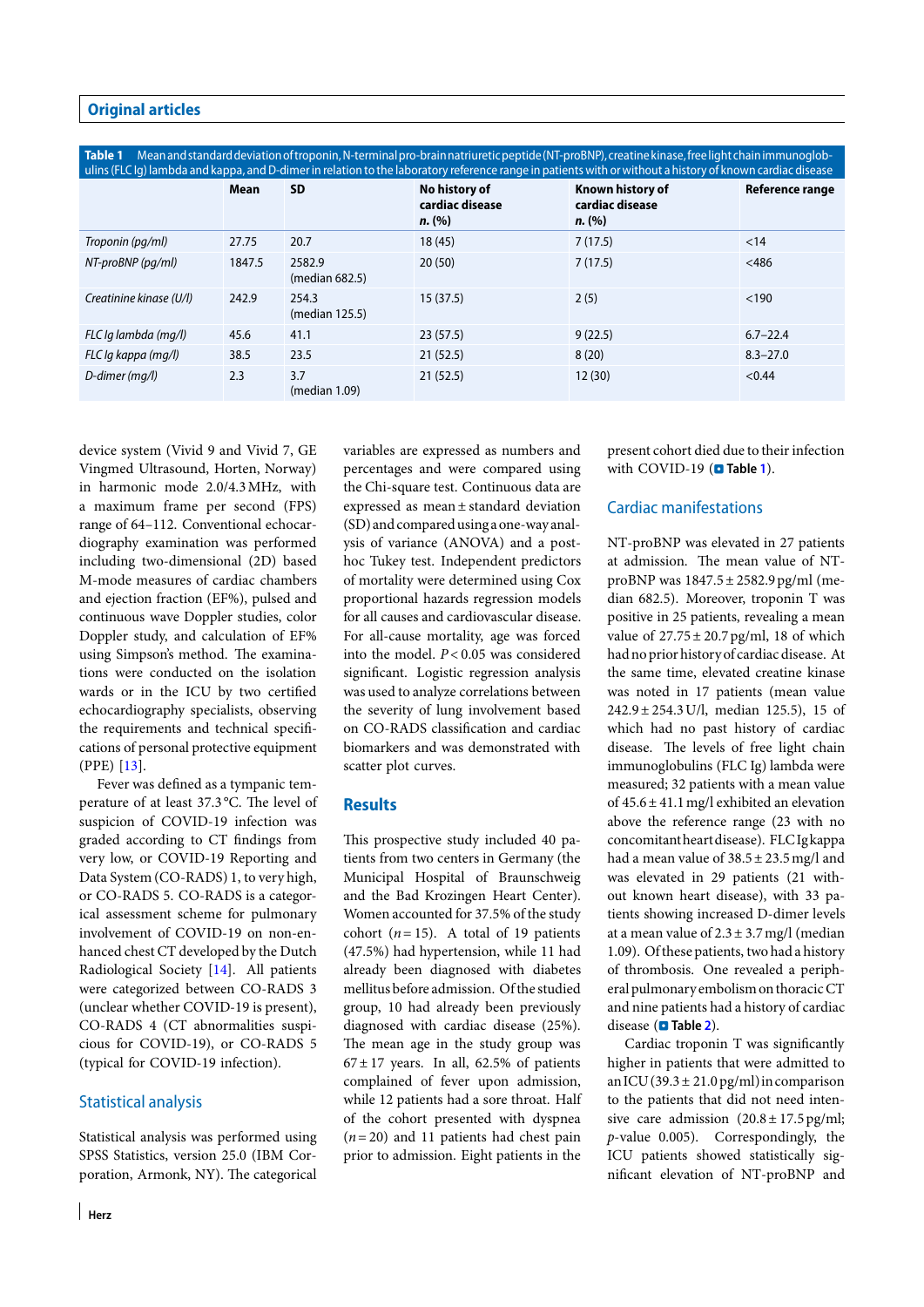**Table 1** Mean and standard deviation of troponin, N-terminal pro-brain natriuretic peptide (NT-proBNP), creatine kinase, free light chain immunoglobulins (FLC Ig) lambda and kappa, and D-dimer in relation to the laboratory reference range in patients with or without a history of known cardiac disease

| | Mean | SD | No history of cardiac disease *n.* (%) | Known history of cardiac disease *n.* (%) | Reference range |
|---|---|---|---|---|---|
| *Troponin (pg/ml)* | 27.75 | 20.7 | 18 (45) | 7 (17.5) | <14 |
| *NT-proBNP (pg/ml)* | 1847.5 | 2582.9 (median 682.5) | 20 (50) | 7 (17.5) | <486 |
| *Creatinine kinase (U/l)* | 242.9 | 254.3 (median 125.5) | 15 (37.5) | 2 (5) | <190 |
| *FLC Ig lambda (mg/l)* | 45.6 | 41.1 | 23 (57.5) | 9 (22.5) | 6.7–22.4 |
| *FLC Ig kappa (mg/l)* | 38.5 | 23.5 | 21 (52.5) | 8 (20) | 8.3–27.0 |
| *D-dimer (mg/l)* | 2.3 | 3.7 (median 1.09) | 21 (52.5) | 12 (30) | <0.44 |

device system (Vivid 9 and Vivid 7, GE Vingmed Ultrasound, Horten, Norway) in harmonic mode 2.0/4.3 MHz, with a maximum frame per second (FPS) range of 64–112. Conventional echocardiography examination was performed including two-dimensional (2D) based M-mode measures of cardiac chambers and ejection fraction (EF%), pulsed and continuous wave Doppler studies, color Doppler study, and calculation of EF% using Simpson's method. The examinations were conducted on the isolation wards or in the ICU by two certified echocardiography specialists, observing the requirements and technical specifications of personal protective equipment (PPE) [13].

Fever was defined as a tympanic temperature of at least 37.3 °C. The level of suspicion of COVID-19 infection was graded according to CT findings from very low, or COVID-19 Reporting and Data System (CO-RADS) 1, to very high, or CO-RADS 5. CO-RADS is a categorical assessment scheme for pulmonary involvement of COVID-19 on non-enhanced chest CT developed by the Dutch Radiological Society [14]. All patients were categorized between CO-RADS 3 (unclear whether COVID-19 is present), CO-RADS 4 (CT abnormalities suspicious for COVID-19), or CO-RADS 5 (typical for COVID-19 infection).

## Statistical analysis

Statistical analysis was performed using SPSS Statistics, version 25.0 (IBM Corporation, Armonk, NY). The categorical variables are expressed as numbers and percentages and were compared using the Chi-square test. Continuous data are expressed as mean ± standard deviation (SD) and compared using a one-way analysis of variance (ANOVA) and a post-hoc Tukey test. Independent predictors of mortality were determined using Cox proportional hazards regression models for all causes and cardiovascular disease. For all-cause mortality, age was forced into the model. $P < 0.05$ was considered significant. Logistic regression analysis was used to analyze correlations between the severity of lung involvement based on CO-RADS classification and cardiac biomarkers and was demonstrated with scatter plot curves.

## Results

This prospective study included 40 patients from two centers in Germany (the Municipal Hospital of Braunschweig and the Bad Krozingen Heart Center). Women accounted for 37.5% of the study cohort ($n = 15$). A total of 19 patients (47.5%) had hypertension, while 11 had already been diagnosed with diabetes mellitus before admission. Of the studied group, 10 had already been previously diagnosed with cardiac disease (25%). The mean age in the study group was 67 ± 17 years. In all, 62.5% of patients complained of fever upon admission, while 12 patients had a sore throat. Half of the cohort presented with dyspnea ($n = 20$) and 11 patients had chest pain prior to admission. Eight patients in the present cohort died due to their infection with COVID-19 (Table 1).

## Cardiac manifestations

NT-proBNP was elevated in 27 patients at admission. The mean value of NT-proBNP was 1847.5 ± 2582.9 pg/ml (median 682.5). Moreover, troponin T was positive in 25 patients, revealing a mean value of 27.75 ± 20.7 pg/ml, 18 of which had no prior history of cardiac disease. At the same time, elevated creatine kinase was noted in 17 patients (mean value 242.9 ± 254.3 U/l, median 125.5), 15 of which had no past history of cardiac disease. The levels of free light chain immunoglobulins (FLC Ig) lambda were measured; 32 patients with a mean value of 45.6 ± 41.1 mg/l exhibited an elevation above the reference range (23 with no concomitant heart disease). FLC Ig kappa had a mean value of 38.5 ± 23.5 mg/l and was elevated in 29 patients (21 without known heart disease), with 33 patients showing increased D-dimer levels at a mean value of 2.3 ± 3.7 mg/l (median 1.09). Of these patients, two had a history of thrombosis. One revealed a peripheral pulmonary embolism on thoracic CT and nine patients had a history of cardiac disease (Table 2).

Cardiac troponin T was significantly higher in patients that were admitted to an ICU (39.3 ± 21.0 pg/ml) in comparison to the patients that did not need intensive care admission (20.8 ± 17.5 pg/ml; *p*-value 0.005). Correspondingly, the ICU patients showed statistically significant elevation of NT-proBNP and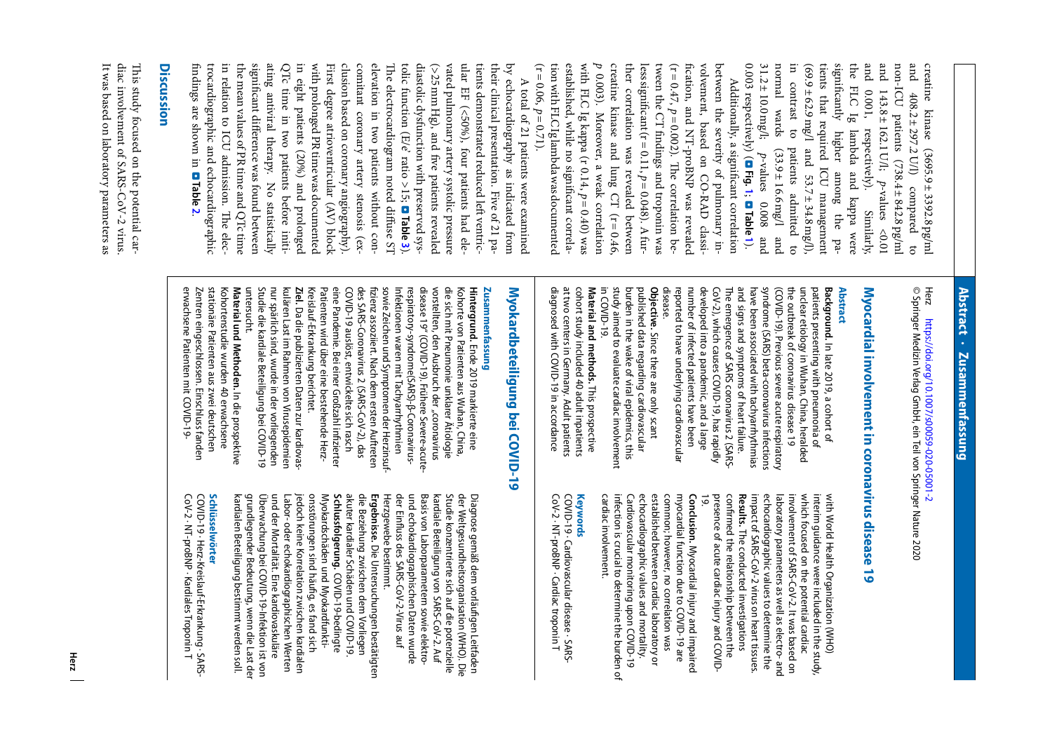creatine kinase (3695.9 ± 3392.8 pg/ml and 408.2 ± 297.2 U/l) compared to non-ICU patients (738.4 ± 842.8 pg/ml and 143.8 ± 162.1 U/l; p-values <0.01 and 0.001, respectively). Similarly, the FLC Ig lambda and kappa were significantly higher among the patients that required ICU management (69.9 ± 62.9 mg/l and 53.7 ± 34.8 mg/l), in contrast to patients admitted to normal wards (33.9 ± 16.6 mg/l and 31.2 ± 10.0 mg/l; p-values 0.008 and 0.003 respectively) (■ Fig. 1; ■ Table 1).

Additionally, a significant correlation between the severity of pulmonary involvement, based on CO-RAD classification, and NT-proBNP was revealed ($r = 0.47$, $p = 0.002$). The correlation between the CT findings and troponin was less significant ($r = 0.11$, $p = 0.048$). A further correlation was revealed between creatine kinase and lung CT ($r = 0.46$, $p$ 0.003). Moreover, a weak correlation with FLC Ig kappa ($r$ 0.14, $p = 0.40$) was established, while no significant correlation with FLC Ig lambda was documented ($r = 0.06$, $p = 0.71$).

A total of 21 patients were examined by echocardiography as indicated from their clinical presentation. Five of 21 patients demonstrated reduced left ventricular EF (<50%), four patients had elevated pulmonary artery systolic pressure (>25 mm Hg), and five patients revealed diastolic dysfunction with preserved systolic function (E/é ratio >15; ■ Table 3). The electrocardiogram noted diffuse ST elevation in two patients without concomitant coronary artery stenosis (exclusion based on coronary angiography). First degree atrioventricular (AV) block with prolonged PR time was documented in eight patients (20%) and prolonged QTc time in two patients before initiating antiviral therapy. No statistically significant difference was found between the mean values of PR time and QTc time in relation to ICU admission. The electrocardiographic and echocardiographic findings are shown in ■ Table 2.

## Discussion

This study focused on the potential cardiac involvement of SARS-CoV-2 virus. It was based on laboratory parameters as

## Abstract · Zusammenfassung

Herz https://doi.org/10.1007/s00059-020-05001-2
© Springer Medizin Verlag GmbH, ein Teil von Springer Nature 2020

### Myocardial involvement in coronavirus disease 19

#### Abstract

**Background.** In late 2019, a cohort of patients presenting with pneumonia of unclear etiology in Wuhan, China, heralded the outbreak of coronavirus disease 19 (COVID-19). Previous severe acute respiratory syndrome (SARS) beta-coronavirus infections have been associated with tachyarrhythmias and signs and symptoms of heart failure. The emergence of SARS coronavirus 2 (SARS-CoV-2), which causes COVID-19, has rapidly developed into a pandemic, and a large number of infected patients have been reported to have underlying cardiovascular disease.

**Objective.** Since there are only scant published data regarding cardiovascular burden in the wake of viral epidemics, this study aimed to evaluate cardiac involvement in COVID-19.

**Material and methods.** This prospective cohort study included 40 adult inpatients at two centers in Germany. Adult patients diagnosed with COVID-19 in accordance with World Health Organization (WHO) interim guidance were included in the study, which focused on the potential cardiac involvement of SARS-CoV-2. It was based on laboratory parameters as well as electro- and echocardiographic values to determine the impact of SARS-CoV-2 virus on heart tissues.

**Results.** The conducted investigations confirmed the relationship between the presence of acute cardiac injury and COVID-19.

**Conclusion.** Myocardial injury and impaired myocardial function due to COVID-19 are common; however, no correlation was established between cardiac laboratory or echocardiographic values and mortality. Cardiovascular monitoring upon COVID-19 infection is crucial to determine the burden of cardiac involvement.

#### Keywords

COVID-19 · Cardiovascular disease · SARS-CoV-2 · NT-proBNP · Cardiac troponin T

### Myokardbeteiligung bei COVID-19

#### Zusammenfassung

**Hintergrund.** Ende 2019 markierte eine Kohorte von Patienten aus Wuhan, China, die sich mit Pneumonie unklarer Ätiologie vorstellten, den Ausbruch der „coronavirus disease 19" (COVID-19). Frühere Severe-acute-respiratory-syndrome(SARS)-β-Coronavirus-Infektionen waren mit Tachyarrhythmien sowie Zeichen und Symptomen der Herzinsuffizienz assoziiert. Nach dem ersten Auftreten des SARS-Coronavirus 2 (SARS-CoV-2), das COVID-19 auslöst, entwickelte sich rasch eine Pandemie. Bei einer Großzahl infizierter Patienten wird über eine bestehende Herz-Kreislauf-Erkrankung berichtet.

**Ziel.** Da die publizierten Daten zur kardiovaskulären Last im Rahmen von Virusepidemien nur spärlich sind, wurde in der vorliegenden Studie die kardiale Beteiligung bei COVID-19 untersucht.

**Material und Methoden.** In die prospektive Kohortenstudie wurden 40 erwachsene stationäre Patienten aus zwei deutschen Zentren eingeschlossen. Einschluss fanden erwachsene Patienten mit COVID-19-Diagnose gemäß dem vorläufigen Leitfaden der Weltgesundheitsorganisation (WHO). Die Studie konzentrierte sich auf die potenzielle kardiale Beteiligung von SARS-CoV-2. Auf Basis von Laborparametern sowie elektro- und echokardiographischen Daten wurde der Einfluss des SARS-CoV-2-Virus auf Herzgewebe bestimmt.

**Ergebnisse.** Die Untersuchungen bestätigten die Beziehung zwischen dem Vorliegen akuter kardialer Schäden und COVID-19.

**Schlussfolgerung.** COVID-19-bedingte Myokardschäden und Myokardfunktionsstörungen sind häufig, es fand sich jedoch keine Korrelation zwischen kardialen Labor- oder echokardiographischen Werten und der Mortalität. Eine kardiovaskuläre Überwachung bei COVID-19-Infektion ist von grundlegender Bedeutung, wenn die Last der kardialen Beteiligung bestimmt werden soll.

#### Schlüsselwörter

COVID-19 · Herz-Kreislauf-Erkrankung · SARS-CoV-2 · NT-proBNP · Kardiales Troponin T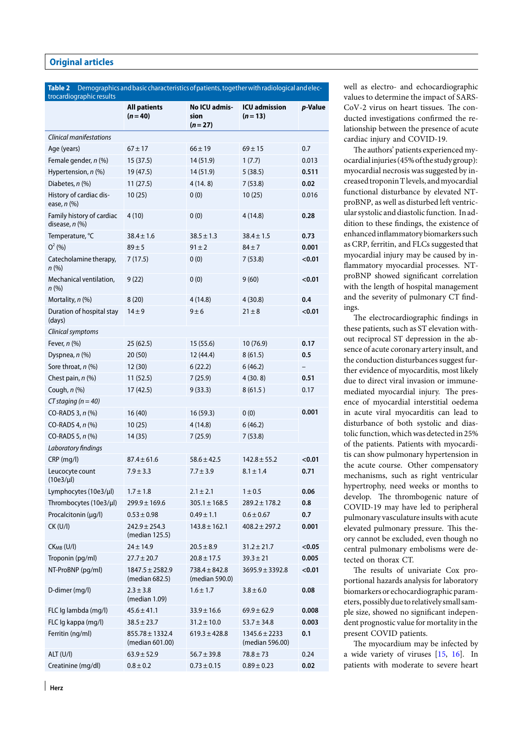**Table 2** Demographics and basic characteristics of patients, together with radiological and electrocardiographic results

| | All patients ($n=40$) | No ICU admission ($n=27$) | ICU admission ($n=13$) | *p*-Value |
|---|---|---|---|---|
| *Clinical manifestations* | | | | |
| Age (years) | 67 ± 17 | 66 ± 19 | 69 ± 15 | 0.7 |
| Female gender, *n* (%) | 15 (37.5) | 14 (51.9) | 1 (7.7) | 0.013 |
| Hypertension, *n* (%) | 19 (47.5) | 14 (51.9) | 5 (38.5) | **0.511** |
| Diabetes, *n* (%) | 11 (27.5) | 4 (14. 8) | 7 (53.8) | **0.02** |
| History of cardiac disease, *n* (%) | 10 (25) | 0 (0) | 10 (25) | 0.016 |
| Family history of cardiac disease, *n* (%) | 4 (10) | 0 (0) | 4 (14.8) | **0.28** |
| Temperature, °C | 38.4 ± 1.6 | 38.5 ± 1.3 | 38.4 ± 1.5 | **0.73** |
| $O^2$ (%) | 89 ± 5 | 91 ± 2 | 84 ± 7 | **0.001** |
| Catecholamine therapy, *n* (%) | 7 (17.5) | 0 (0) | 7 (53.8) | **<0.01** |
| Mechanical ventilation, *n* (%) | 9 (22) | 0 (0) | 9 (60) | **<0.01** |
| Mortality, *n* (%) | 8 (20) | 4 (14.8) | 4 (30.8) | **0.4** |
| Duration of hospital stay (days) | 14 ± 9 | 9 ± 6 | 21 ± 8 | **<0.01** |
| *Clinical symptoms* | | | | |
| Fever, *n* (%) | 25 (62.5) | 15 (55.6) | 10 (76.9) | **0.17** |
| Dyspnea, *n* (%) | 20 (50) | 12 (44.4) | 8 (61.5) | **0.5** |
| Sore throat, *n* (%) | 12 (30) | 6 (22.2) | 6 (46.2) | – |
| Chest pain, *n* (%) | 11 (52.5) | 7 (25.9) | 4 (30. 8) | **0.51** |
| Cough, *n* (%) | 17 (42.5) | 9 (33.3) | 8 (61.5 ) | 0.17 |
| *CT staging (n = 40)* | | | | |
| CO-RADS 3, *n* (%) | 16 (40) | 16 (59.3) | 0 (0) | **0.001** |
| CO-RADS 4, *n* (%) | 10 (25) | 4 (14.8) | 6 (46.2) | |
| CO-RADS 5, *n* (%) | 14 (35) | 7 (25.9) | 7 (53.8) | |
| *Laboratory findings* | | | | |
| CRP (mg/l) | 87.4 ± 61.6 | 58.6 ± 42.5 | 142.8 ± 55.2 | **<0.01** |
| Leucocyte count (10e3/µl) | 7.9 ± 3.3 | 7.7 ± 3.9 | 8.1 ± 1.4 | **0.71** |
| Lymphocytes (10e3/µl) | 1.7 ± 1.8 | 2.1 ± 2.1 | 1 ± 0.5 | **0.06** |
| Thrombocytes (10e3/µl) | 299.9 ± 169.6 | 305.1 ± 168.5 | 289.2 ± 178.2 | **0.8** |
| Procalcitonin (µg/l) | 0.53 ± 0.98 | 0.49 ± 1.1 | 0.6 ± 0.67 | **0.7** |
| CK (U/l) | 242.9 ± 254.3 (median 125.5) | 143.8 ± 162.1 | 408.2 ± 297.2 | **0.001** |
| $CK_{MB}$ (U/l) | 24 ± 14.9 | 20.5 ± 8.9 | 31.2 ± 21.7 | **<0.05** |
| Troponin (pg/ml) | 27.7 ± 20.7 | 20.8 ± 17.5 | 39.3 ± 21 | **0.005** |
| NT-ProBNP (pg/ml) | 1847.5 ± 2582.9 (median 682.5) | 738.4 ± 842.8 (median 590.0) | 3695.9 ± 3392.8 | **<0.01** |
| D-dimer (mg/l) | 2.3 ± 3.8 (median 1.09) | 1.6 ± 1.7 | 3.8 ± 6.0 | **0.08** |
| FLC Ig lambda (mg/l) | 45.6 ± 41.1 | 33.9 ± 16.6 | 69.9 ± 62.9 | **0.008** |
| FLC Ig kappa (mg/l) | 38.5 ± 23.7 | 31.2 ± 10.0 | 53.7 ± 34.8 | **0.003** |
| Ferritin (ng/ml) | 855.78 ± 1332.4 (median 601.00) | 619.3 ± 428.8 | 1345.6 ± 2233 (median 596.00) | **0.1** |
| ALT (U/l) | 63.9 ± 52.9 | 56.7 ± 39.8 | 78.8 ± 73 | 0.24 |
| Creatinine (mg/dl) | 0.8 ± 0.2 | 0.73 ± 0.15 | 0.89 ± 0.23 | **0.02** |

well as electro- and echocardiographic values to determine the impact of SARS-CoV-2 virus on heart tissues. The conducted investigations confirmed the relationship between the presence of acute cardiac injury and COVID-19.

The authors' patients experienced myocardial injuries (45% of the study group): myocardial necrosis was suggested by increased troponin T levels, and myocardial functional disturbance by elevated NT-proBNP, as well as disturbed left ventricular systolic and diastolic function. In addition to these findings, the existence of enhanced inflammatory biomarkers such as CRP, ferritin, and FLCs suggested that myocardial injury may be caused by inflammatory myocardial processes. NT-proBNP showed significant correlation with the length of hospital management and the severity of pulmonary CT findings.

The electrocardiographic findings in these patients, such as ST elevation without reciprocal ST depression in the absence of acute coronary artery insult, and the conduction disturbances suggest further evidence of myocarditis, most likely due to direct viral invasion or immune-mediated myocardial injury. The presence of myocardial interstitial oedema in acute viral myocarditis can lead to disturbance of both systolic and diastolic function, which was detected in 25% of the patients. Patients with myocarditis can show pulmonary hypertension in the acute course. Other compensatory mechanisms, such as right ventricular hypertrophy, need weeks or months to develop. The thrombogenic nature of COVID-19 may have led to peripheral pulmonary vasculature insults with acute elevated pulmonary pressure. This theory cannot be excluded, even though no central pulmonary embolisms were detected on thorax CT.

The results of univariate Cox proportional hazards analysis for laboratory biomarkers or echocardiographic parameters, possibly due to relatively small sample size, showed no significant independent prognostic value for mortality in the present COVID patients.

The myocardium may be infected by a wide variety of viruses [15, 16]. In patients with moderate to severe heart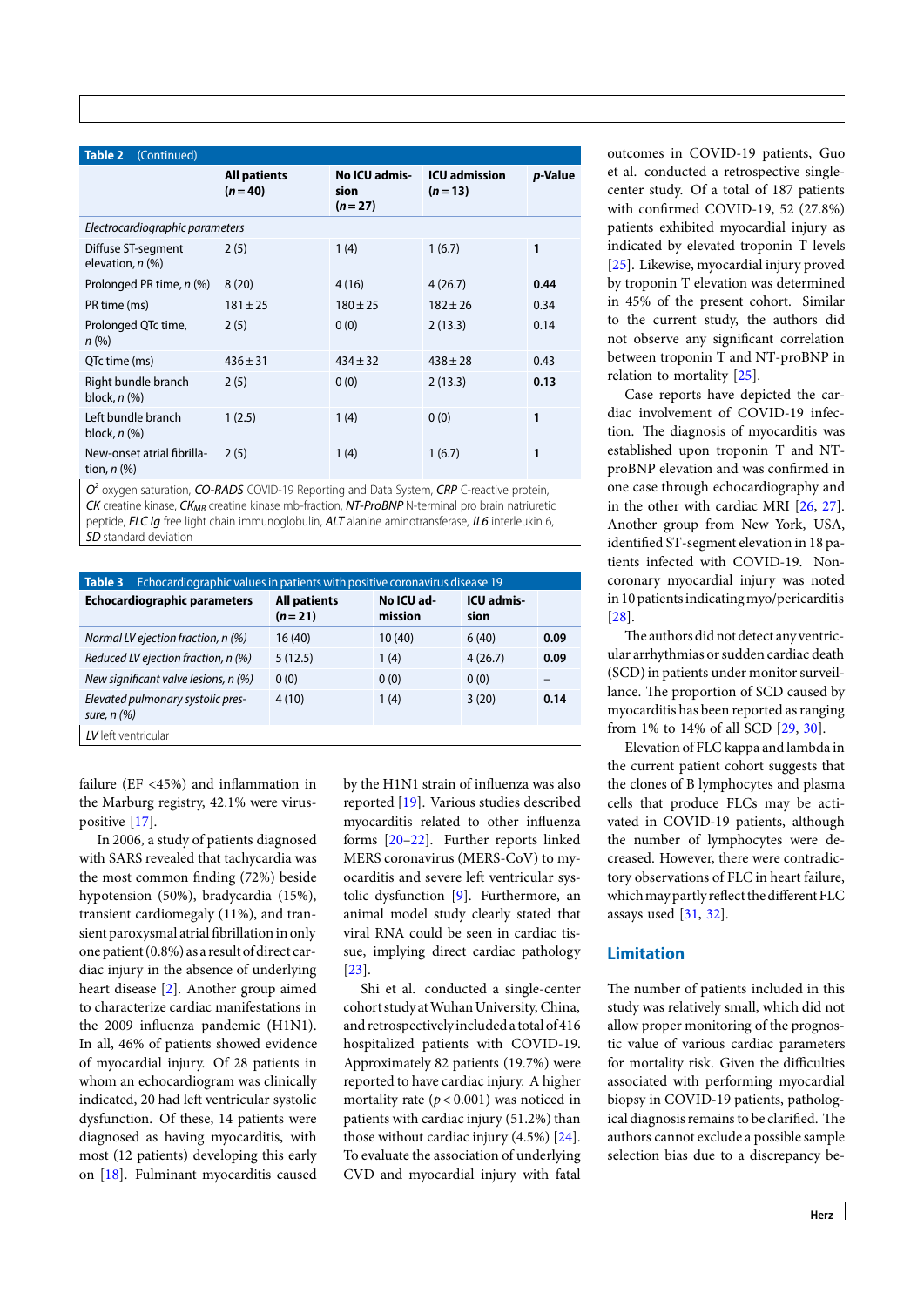**Table 2** (Continued)

| | All patients ($n = 40$) | No ICU admission ($n = 27$) | ICU admission ($n = 13$) | *p*-Value |
|---|---|---|---|---|
| *Electrocardiographic parameters* | | | | |
| Diffuse ST-segment elevation, *n* (%) | 2 (5) | 1 (4) | 1 (6.7) | **1** |
| Prolonged PR time, *n* (%) | 8 (20) | 4 (16) | 4 (26.7) | **0.44** |
| PR time (ms) | 181 ± 25 | 180 ± 25 | 182 ± 26 | 0.34 |
| Prolonged QTc time, *n* (%) | 2 (5) | 0 (0) | 2 (13.3) | 0.14 |
| QTc time (ms) | 436 ± 31 | 434 ± 32 | 438 ± 28 | 0.43 |
| Right bundle branch block, *n* (%) | 2 (5) | 0 (0) | 2 (13.3) | **0.13** |
| Left bundle branch block, *n* (%) | 1 (2.5) | 1 (4) | 0 (0) | **1** |
| New-onset atrial fibrillation, *n* (%) | 2 (5) | 1 (4) | 1 (6.7) | **1** |

*$O^2$* oxygen saturation, ***CO-RADS*** COVID-19 Reporting and Data System, ***CRP*** C-reactive protein, ***CK*** creatine kinase, ***$CK_{MB}$*** creatine kinase mb-fraction, ***NT-ProBNP*** N-terminal pro brain natriuretic peptide, ***FLC Ig*** free light chain immunoglobulin, ***ALT*** alanine aminotransferase, ***IL6*** interleukin 6, ***SD*** standard deviation

**Table 3** Echocardiographic values in patients with positive coronavirus disease 19

| Echocardiographic parameters | All patients ($n = 21$) | No ICU admission | ICU admission | |
|---|---|---|---|---|
| *Normal LV ejection fraction, n (%)* | 16 (40) | 10 (40) | 6 (40) | **0.09** |
| *Reduced LV ejection fraction, n (%)* | 5 (12.5) | 1 (4) | 4 (26.7) | **0.09** |
| *New significant valve lesions, n (%)* | 0 (0) | 0 (0) | 0 (0) | – |
| *Elevated pulmonary systolic pressure, n (%)* | 4 (10) | 1 (4) | 3 (20) | **0.14** |

***LV*** left ventricular

failure (EF <45%) and inflammation in the Marburg registry, 42.1% were virus-positive [17].

In 2006, a study of patients diagnosed with SARS revealed that tachycardia was the most common finding (72%) beside hypotension (50%), bradycardia (15%), transient cardiomegaly (11%), and transient paroxysmal atrial fibrillation in only one patient (0.8%) as a result of direct cardiac injury in the absence of underlying heart disease [2]. Another group aimed to characterize cardiac manifestations in the 2009 influenza pandemic (H1N1). In all, 46% of patients showed evidence of myocardial injury. Of 28 patients in whom an echocardiogram was clinically indicated, 20 had left ventricular systolic dysfunction. Of these, 14 patients were diagnosed as having myocarditis, with most (12 patients) developing this early on [18]. Fulminant myocarditis caused by the H1N1 strain of influenza was also reported [19]. Various studies described myocarditis related to other influenza forms [20–22]. Further reports linked MERS coronavirus (MERS-CoV) to myocarditis and severe left ventricular systolic dysfunction [9]. Furthermore, an animal model study clearly stated that viral RNA could be seen in cardiac tissue, implying direct cardiac pathology [23].

Shi et al. conducted a single-center cohort study at Wuhan University, China, and retrospectively included a total of 416 hospitalized patients with COVID-19. Approximately 82 patients (19.7%) were reported to have cardiac injury. A higher mortality rate ($p < 0.001$) was noticed in patients with cardiac injury (51.2%) than those without cardiac injury (4.5%) [24]. To evaluate the association of underlying CVD and myocardial injury with fatal outcomes in COVID-19 patients, Guo et al. conducted a retrospective single-center study. Of a total of 187 patients with confirmed COVID-19, 52 (27.8%) patients exhibited myocardial injury as indicated by elevated troponin T levels [25]. Likewise, myocardial injury proved by troponin T elevation was determined in 45% of the present cohort. Similar to the current study, the authors did not observe any significant correlation between troponin T and NT-proBNP in relation to mortality [25].

Case reports have depicted the cardiac involvement of COVID-19 infection. The diagnosis of myocarditis was established upon troponin T and NT-proBNP elevation and was confirmed in one case through echocardiography and in the other with cardiac MRI [26, 27]. Another group from New York, USA, identified ST-segment elevation in 18 patients infected with COVID-19. Noncoronary myocardial injury was noted in 10 patients indicating myo/pericarditis [28].

The authors did not detect any ventricular arrhythmias or sudden cardiac death (SCD) in patients under monitor surveillance. The proportion of SCD caused by myocarditis has been reported as ranging from 1% to 14% of all SCD [29, 30].

Elevation of FLC kappa and lambda in the current patient cohort suggests that the clones of B lymphocytes and plasma cells that produce FLCs may be activated in COVID-19 patients, although the number of lymphocytes were decreased. However, there were contradictory observations of FLC in heart failure, which may partly reflect the different FLC assays used [31, 32].

## Limitation

The number of patients included in this study was relatively small, which did not allow proper monitoring of the prognostic value of various cardiac parameters for mortality risk. Given the difficulties associated with performing myocardial biopsy in COVID-19 patients, pathological diagnosis remains to be clarified. The authors cannot exclude a possible sample selection bias due to a discrepancy be-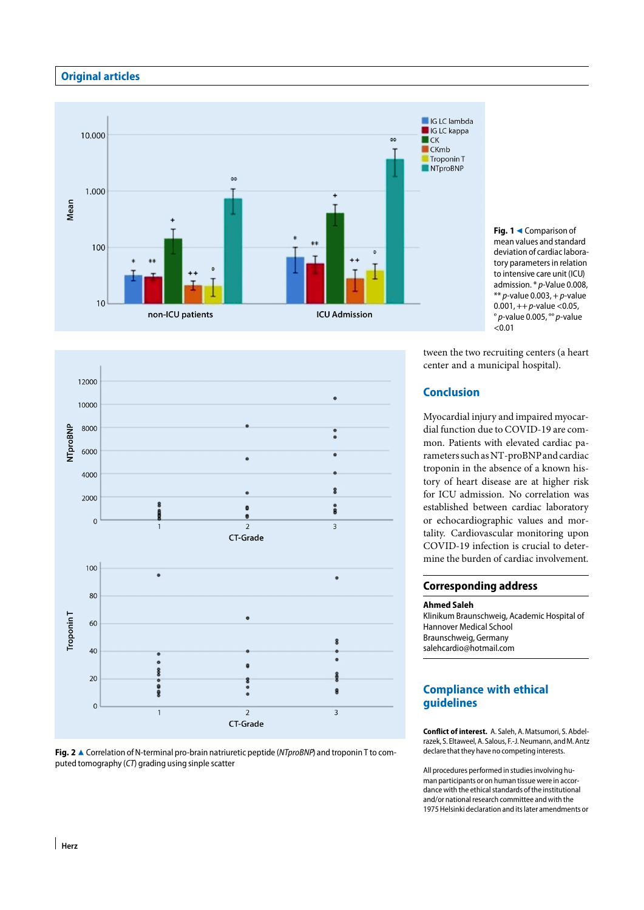**Fig. 1** ◀ Comparison of mean values and standard deviation of cardiac laboratory parameters in relation to intensive care unit (ICU) admission. * $p$-Value 0.008, ** $p$-value 0.003, + $p$-value 0.001, ++ $p$-value <0.05, ° $p$-value 0.005, °° $p$-value <0.01

**Fig. 2** ▲ Correlation of N-terminal pro-brain natriuretic peptide (*NTproBNP*) and troponin T to computed tomography (*CT*) grading using sinple scatter

tween the two recruiting centers (a heart center and a municipal hospital).

## Conclusion

Myocardial injury and impaired myocardial function due to COVID-19 are common. Patients with elevated cardiac parameters such as NT-proBNP and cardiac troponin in the absence of a known history of heart disease are at higher risk for ICU admission. No correlation was established between cardiac laboratory or echocardiographic values and mortality. Cardiovascular monitoring upon COVID-19 infection is crucial to determine the burden of cardiac involvement.

## Corresponding address

**Ahmed Saleh**
Klinikum Braunschweig, Academic Hospital of Hannover Medical School
Braunschweig, Germany
salehcardio@hotmail.com

## Compliance with ethical guidelines

**Conflict of interest.** A. Saleh, A. Matsumori, S. Abdelrazek, S. Eltaweel, A. Salous, F.-J. Neumann, and M. Antz declare that they have no competing interests.

All procedures performed in studies involving human participants or on human tissue were in accordance with the ethical standards of the institutional and/or national research committee and with the 1975 Helsinki declaration and its later amendments or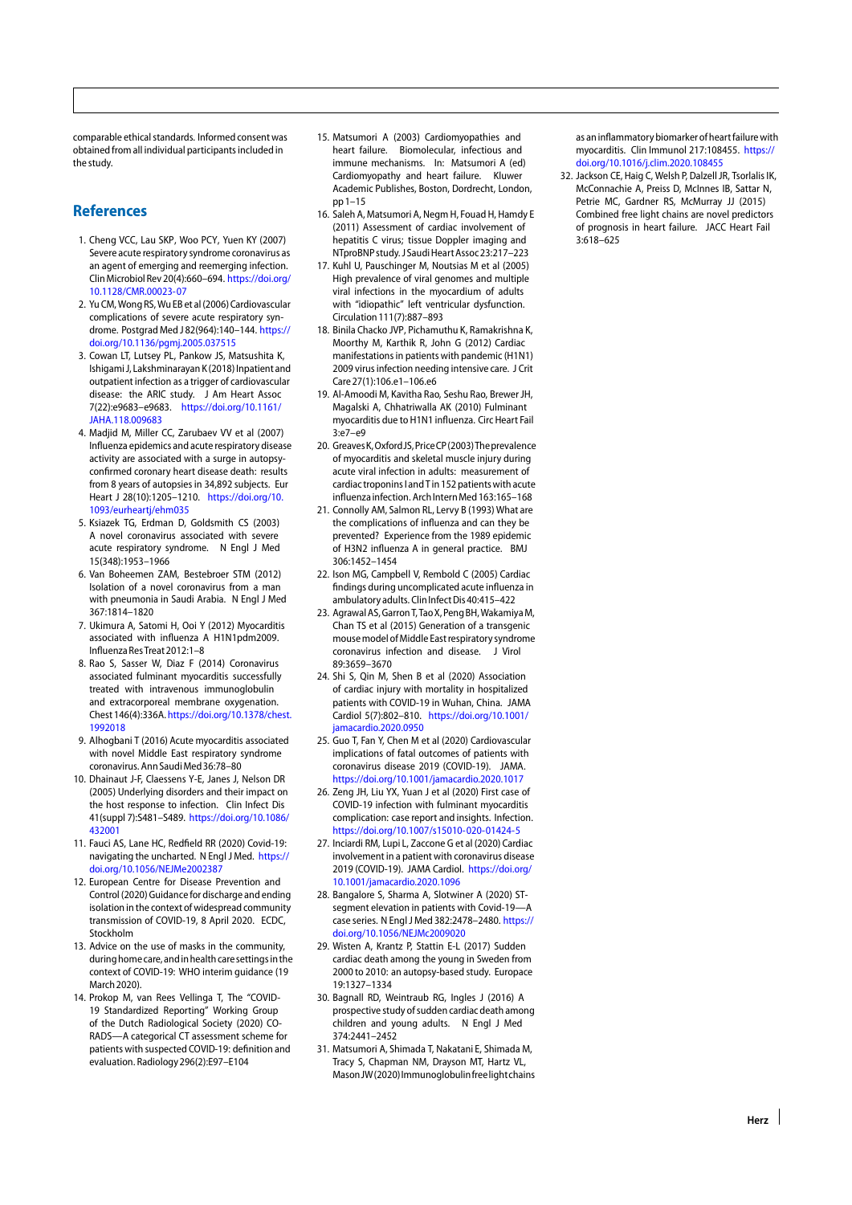comparable ethical standards. Informed consent was obtained from all individual participants included in the study.

## References

1. Cheng VCC, Lau SKP, Woo PCY, Yuen KY (2007) Severe acute respiratory syndrome coronavirus as an agent of emerging and reemerging infection. Clin Microbiol Rev 20(4):660–694. https://doi.org/10.1128/CMR.00023-07
2. Yu CM, Wong RS, Wu EB et al (2006) Cardiovascular complications of severe acute respiratory syndrome. Postgrad Med J 82(964):140–144. https://doi.org/10.1136/pgmj.2005.037515
3. Cowan LT, Lutsey PL, Pankow JS, Matsushita K, Ishigami J, Lakshminarayan K (2018) Inpatient and outpatient infection as a trigger of cardiovascular disease: the ARIC study. J Am Heart Assoc 7(22):e9683–e9683. https://doi.org/10.1161/JAHA.118.009683
4. Madjid M, Miller CC, Zarubaev VV et al (2007) Influenza epidemics and acute respiratory disease activity are associated with a surge in autopsy-confirmed coronary heart disease death: results from 8 years of autopsies in 34,892 subjects. Eur Heart J 28(10):1205–1210. https://doi.org/10.1093/eurheartj/ehm035
5. Ksiazek TG, Erdman D, Goldsmith CS (2003) A novel coronavirus associated with severe acute respiratory syndrome. N Engl J Med 15(348):1953–1966
6. Van Boheemen ZAM, Bestebroer STM (2012) Isolation of a novel coronavirus from a man with pneumonia in Saudi Arabia. N Engl J Med 367:1814–1820
7. Ukimura A, Satomi H, Ooi Y (2012) Myocarditis associated with influenza A H1N1pdm2009. Influenza Res Treat 2012:1–8
8. Rao S, Sasser W, Diaz F (2014) Coronavirus associated fulminant myocarditis successfully treated with intravenous immunoglobulin and extracorporeal membrane oxygenation. Chest 146(4):336A. https://doi.org/10.1378/chest.1992018
9. Alhogbani T (2016) Acute myocarditis associated with novel Middle East respiratory syndrome coronavirus. Ann Saudi Med 36:78–80
10. Dhainaut J-F, Claessens Y-E, Janes J, Nelson DR (2005) Underlying disorders and their impact on the host response to infection. Clin Infect Dis 41(suppl 7):S481–S489. https://doi.org/10.1086/432001
11. Fauci AS, Lane HC, Redfield RR (2020) Covid-19: navigating the uncharted. N Engl J Med. https://doi.org/10.1056/NEJMe2002387
12. European Centre for Disease Prevention and Control (2020) Guidance for discharge and ending isolation in the context of widespread community transmission of COVID-19, 8 April 2020. ECDC, Stockholm
13. Advice on the use of masks in the community, during home care, and in health care settings in the context of COVID-19: WHO interim guidance (19 March 2020).
14. Prokop M, van Rees Vellinga T, The "COVID-19 Standardized Reporting" Working Group of the Dutch Radiological Society (2020) CO-RADS—A categorical CT assessment scheme for patients with suspected COVID-19: definition and evaluation. Radiology 296(2):E97–E104
15. Matsumori A (2003) Cardiomyopathies and heart failure. Biomolecular, infectious and immune mechanisms. In: Matsumori A (ed) Cardiomyopathy and heart failure. Kluwer Academic Publishes, Boston, Dordrecht, London, pp 1–15
16. Saleh A, Matsumori A, Negm H, Fouad H, Hamdy E (2011) Assessment of cardiac involvement of hepatitis C virus; tissue Doppler imaging and NTproBNP study. J Saudi Heart Assoc 23:217–223
17. Kuhl U, Pauschinger M, Noutsias M et al (2005) High prevalence of viral genomes and multiple viral infections in the myocardium of adults with "idiopathic" left ventricular dysfunction. Circulation 111(7):887–893
18. Binila Chacko JVP, Pichamuthu K, Ramakrishna K, Moorthy M, Karthik R, John G (2012) Cardiac manifestations in patients with pandemic (H1N1) 2009 virus infection needing intensive care. J Crit Care 27(1):106.e1–106.e6
19. Al-Amoodi M, Kavitha Rao, Seshu Rao, Brewer JH, Magalski A, Chhatriwalla AK (2010) Fulminant myocarditis due to H1N1 influenza. Circ Heart Fail 3:e7–e9
20. Greaves K, Oxford JS, Price CP (2003) The prevalence of myocarditis and skeletal muscle injury during acute viral infection in adults: measurement of cardiac troponins I and T in 152 patients with acute influenza infection. Arch Intern Med 163:165–168
21. Connolly AM, Salmon RL, Lervy B (1993) What are the complications of influenza and can they be prevented? Experience from the 1989 epidemic of H3N2 influenza A in general practice. BMJ 306:1452–1454
22. Ison MG, Campbell V, Rembold C (2005) Cardiac findings during uncomplicated acute influenza in ambulatory adults. Clin Infect Dis 40:415–422
23. Agrawal AS, Garron T, Tao X, Peng BH, Wakamiya M, Chan TS et al (2015) Generation of a transgenic mouse model of Middle East respiratory syndrome coronavirus infection and disease. J Virol 89:3659–3670
24. Shi S, Qin M, Shen B et al (2020) Association of cardiac injury with mortality in hospitalized patients with COVID-19 in Wuhan, China. JAMA Cardiol 5(7):802–810. https://doi.org/10.1001/jamacardio.2020.0950
25. Guo T, Fan Y, Chen M et al (2020) Cardiovascular implications of fatal outcomes of patients with coronavirus disease 2019 (COVID-19). JAMA. https://doi.org/10.1001/jamacardio.2020.1017
26. Zeng JH, Liu YX, Yuan J et al (2020) First case of COVID-19 infection with fulminant myocarditis complication: case report and insights. Infection. https://doi.org/10.1007/s15010-020-01424-5
27. Inciardi RM, Lupi L, Zaccone G et al (2020) Cardiac involvement in a patient with coronavirus disease 2019 (COVID-19). JAMA Cardiol. https://doi.org/10.1001/jamacardio.2020.1096
28. Bangalore S, Sharma A, Slotwiner A (2020) ST-segment elevation in patients with Covid-19—A case series. N Engl J Med 382:2478–2480. https://doi.org/10.1056/NEJMc2009020
29. Wisten A, Krantz P, Stattin E-L (2017) Sudden cardiac death among the young in Sweden from 2000 to 2010: an autopsy-based study. Europace 19:1327–1334
30. Bagnall RD, Weintraub RG, Ingles J (2016) A prospective study of sudden cardiac death among children and young adults. N Engl J Med 374:2441–2452
31. Matsumori A, Shimada T, Nakatani E, Shimada M, Tracy S, Chapman NM, Drayson MT, Hartz VL, Mason JW (2020) Immunoglobulin free light chains as an inflammatory biomarker of heart failure with myocarditis. Clin Immunol 217:108455. https://doi.org/10.1016/j.clim.2020.108455
32. Jackson CE, Haig C, Welsh P, Dalzell JR, Tsorlalis IK, McConnachie A, Preiss D, McInnes IB, Sattar N, Petrie MC, Gardner RS, McMurray JJ (2015) Combined free light chains are novel predictors of prognosis in heart failure. JACC Heart Fail 3:618–625